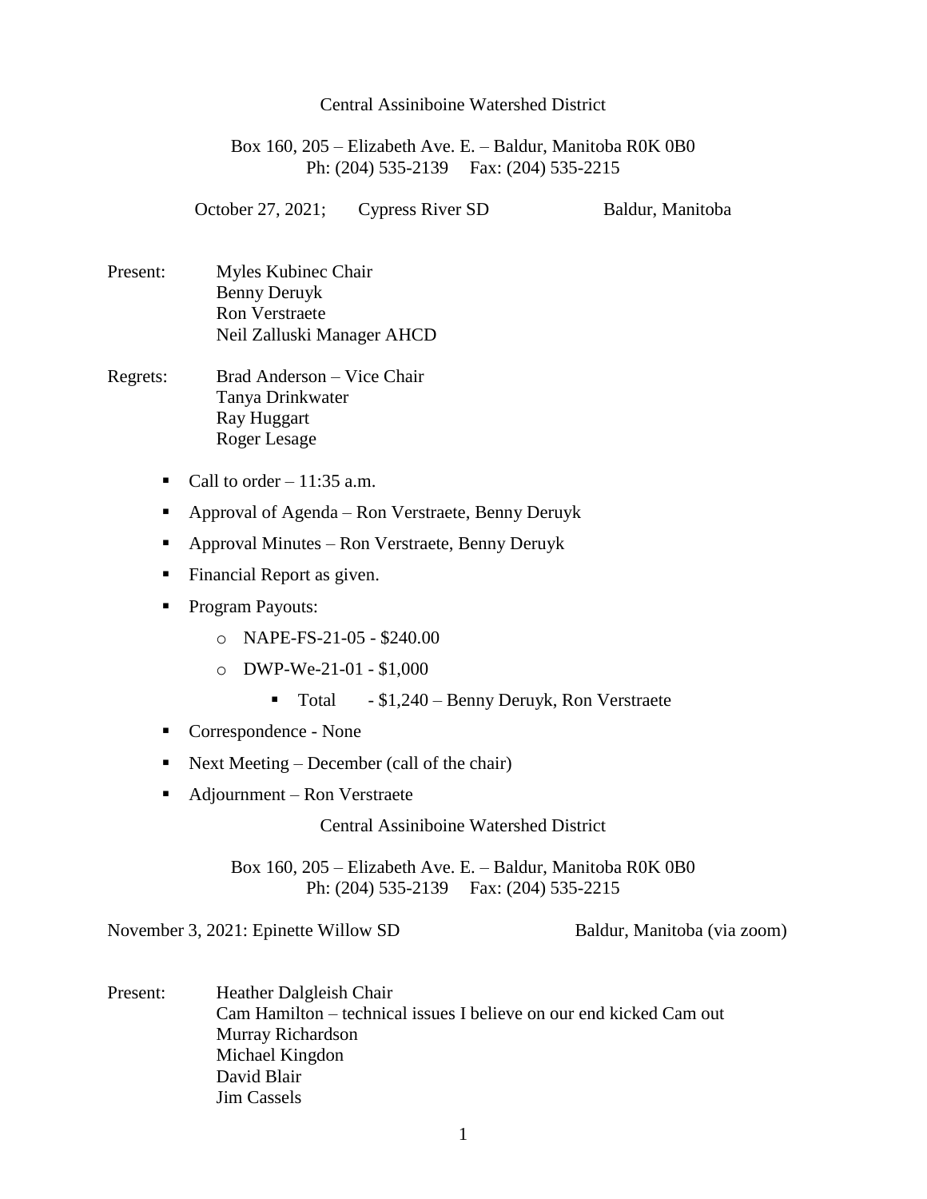Central Assiniboine Watershed District

Box 160, 205 – Elizabeth Ave. E. – Baldur, Manitoba R0K 0B0
Ph: (204) 535-2139  Fax: (204) 535-2215

October 27, 2021; Cypress River SD Baldur, Manitoba

Present: Myles Kubinec Chair
Benny Deruyk
Ron Verstraete
Neil Zalluski Manager AHCD

Regrets: Brad Anderson – Vice Chair
Tanya Drinkwater
Ray Huggart
Roger Lesage

- Call to order – 11:35 a.m.
- Approval of Agenda – Ron Verstraete, Benny Deruyk
- Approval Minutes – Ron Verstraete, Benny Deruyk
- Financial Report as given.
- Program Payouts:
  - NAPE-FS-21-05 - $240.00
  - DWP-We-21-01 - $1,000
    - Total - $1,240 – Benny Deruyk, Ron Verstraete
- Correspondence - None
- Next Meeting – December (call of the chair)
- Adjournment – Ron Verstraete

Central Assiniboine Watershed District

Box 160, 205 – Elizabeth Ave. E. – Baldur, Manitoba R0K 0B0
Ph: (204) 535-2139  Fax: (204) 535-2215

November 3, 2021: Epinette Willow SD Baldur, Manitoba (via zoom)

Present: Heather Dalgleish Chair
Cam Hamilton – technical issues I believe on our end kicked Cam out
Murray Richardson
Michael Kingdon
David Blair
Jim Cassels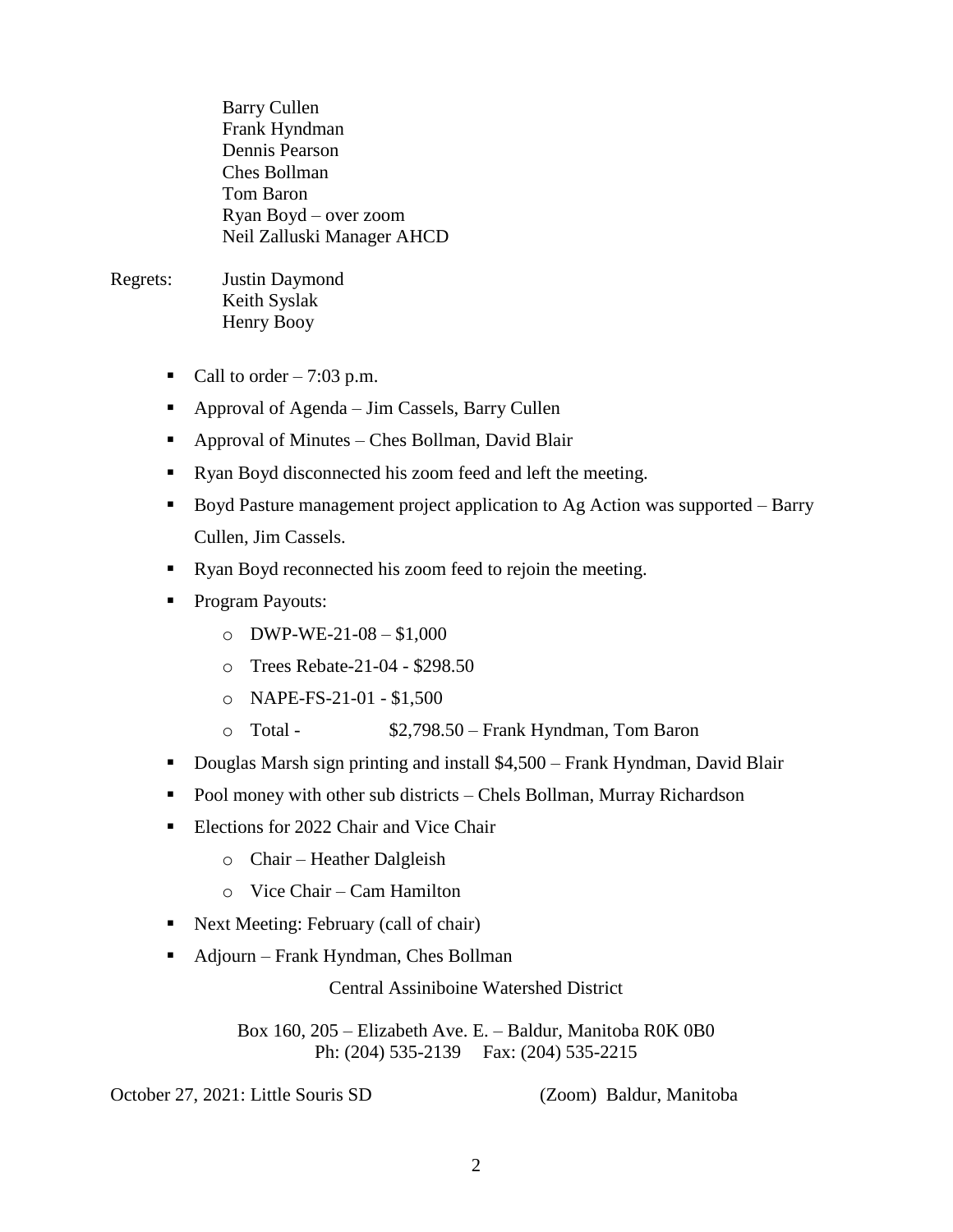Barry Cullen
Frank Hyndman
Dennis Pearson
Ches Bollman
Tom Baron
Ryan Boyd – over zoom
Neil Zalluski Manager AHCD

Regrets: Justin Daymond
Keith Syslak
Henry Booy

- Call to order – 7:03 p.m.
- Approval of Agenda – Jim Cassels, Barry Cullen
- Approval of Minutes – Ches Bollman, David Blair
- Ryan Boyd disconnected his zoom feed and left the meeting.
- Boyd Pasture management project application to Ag Action was supported – Barry Cullen, Jim Cassels.
- Ryan Boyd reconnected his zoom feed to rejoin the meeting.
- Program Payouts:
  - DWP-WE-21-08 – $1,000
  - Trees Rebate-21-04 - $298.50
  - NAPE-FS-21-01 - $1,500
  - Total - $2,798.50 – Frank Hyndman, Tom Baron
- Douglas Marsh sign printing and install $4,500 – Frank Hyndman, David Blair
- Pool money with other sub districts – Chels Bollman, Murray Richardson
- Elections for 2022 Chair and Vice Chair
  - Chair – Heather Dalgleish
  - Vice Chair – Cam Hamilton
- Next Meeting: February (call of chair)
- Adjourn – Frank Hyndman, Ches Bollman

Central Assiniboine Watershed District

Box 160, 205 – Elizabeth Ave. E. – Baldur, Manitoba R0K 0B0
Ph: (204) 535-2139 Fax: (204) 535-2215

October 27, 2021: Little Souris SD (Zoom) Baldur, Manitoba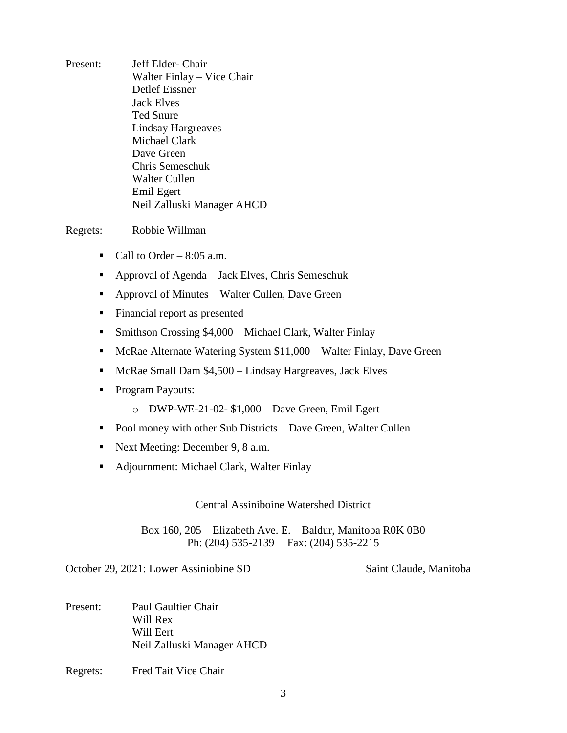Present: Jeff Elder- Chair
Walter Finlay – Vice Chair
Detlef Eissner
Jack Elves
Ted Snure
Lindsay Hargreaves
Michael Clark
Dave Green
Chris Semeschuk
Walter Cullen
Emil Egert
Neil Zalluski Manager AHCD

Regrets: Robbie Willman

- Call to Order – 8:05 a.m.
- Approval of Agenda – Jack Elves, Chris Semeschuk
- Approval of Minutes – Walter Cullen, Dave Green
- Financial report as presented –
- Smithson Crossing $4,000 – Michael Clark, Walter Finlay
- McRae Alternate Watering System $11,000 – Walter Finlay, Dave Green
- McRae Small Dam $4,500 – Lindsay Hargreaves, Jack Elves
- Program Payouts:
    - DWP-WE-21-02- $1,000 – Dave Green, Emil Egert
- Pool money with other Sub Districts – Dave Green, Walter Cullen
- Next Meeting: December 9, 8 a.m.
- Adjournment: Michael Clark, Walter Finlay

Central Assiniboine Watershed District

Box 160, 205 – Elizabeth Ave. E. – Baldur, Manitoba R0K 0B0
Ph: (204) 535-2139 Fax: (204) 535-2215

October 29, 2021: Lower Assiniobine SD Saint Claude, Manitoba

Present: Paul Gaultier Chair
Will Rex
Will Eert
Neil Zalluski Manager AHCD

Regrets: Fred Tait Vice Chair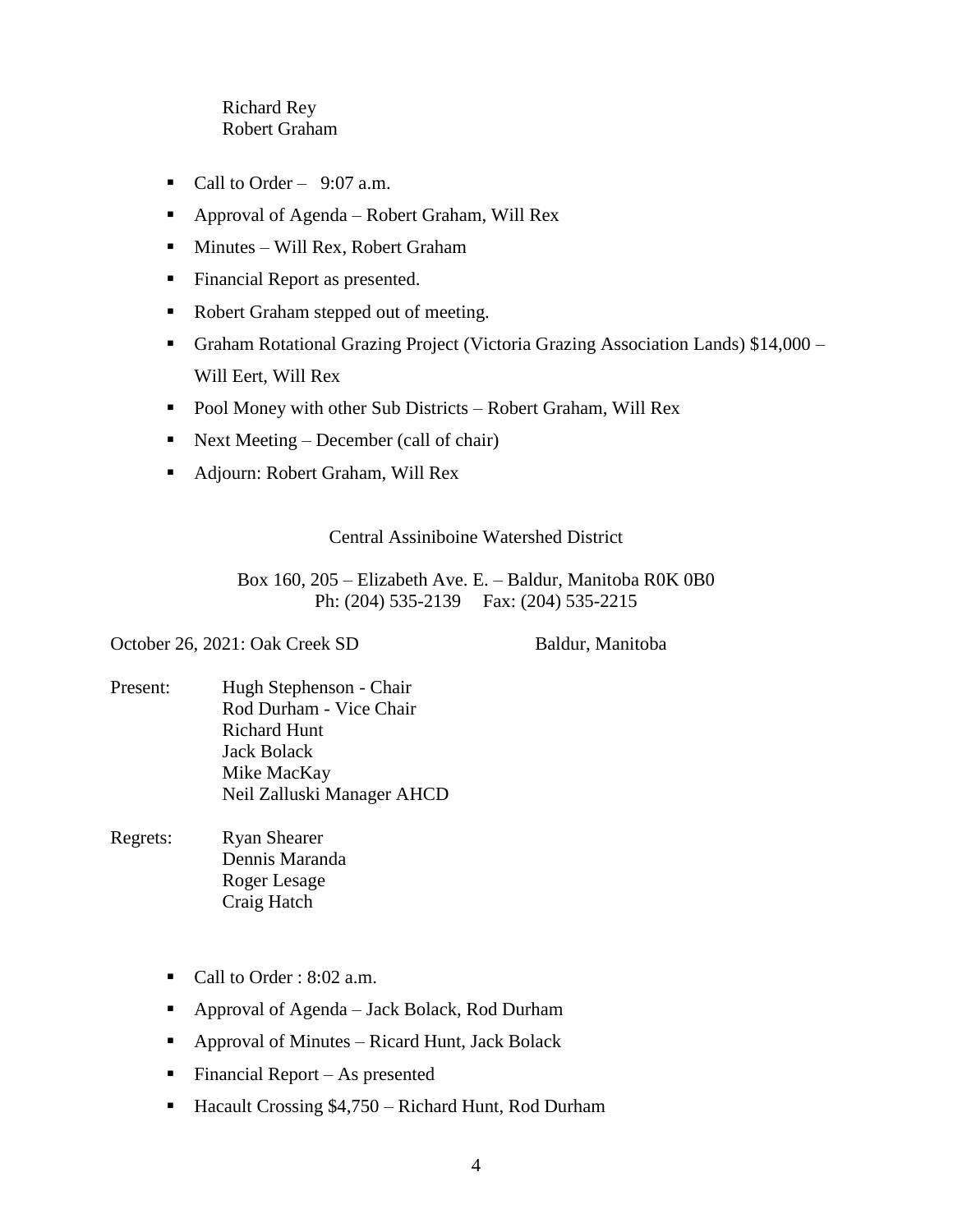Richard Rey
Robert Graham

- Call to Order – 9:07 a.m.
- Approval of Agenda – Robert Graham, Will Rex
- Minutes – Will Rex, Robert Graham
- Financial Report as presented.
- Robert Graham stepped out of meeting.
- Graham Rotational Grazing Project (Victoria Grazing Association Lands) $14,000 – Will Eert, Will Rex
- Pool Money with other Sub Districts – Robert Graham, Will Rex
- Next Meeting – December (call of chair)
- Adjourn: Robert Graham, Will Rex

Central Assiniboine Watershed District

Box 160, 205 – Elizabeth Ave. E. – Baldur, Manitoba R0K 0B0
Ph: (204) 535-2139 Fax: (204) 535-2215

October 26, 2021: Oak Creek SD Baldur, Manitoba

Present: Hugh Stephenson - Chair
Rod Durham - Vice Chair
Richard Hunt
Jack Bolack
Mike MacKay
Neil Zalluski Manager AHCD

Regrets: Ryan Shearer
Dennis Maranda
Roger Lesage
Craig Hatch

- Call to Order : 8:02 a.m.
- Approval of Agenda – Jack Bolack, Rod Durham
- Approval of Minutes – Ricard Hunt, Jack Bolack
- Financial Report – As presented
- Hacault Crossing $4,750 – Richard Hunt, Rod Durham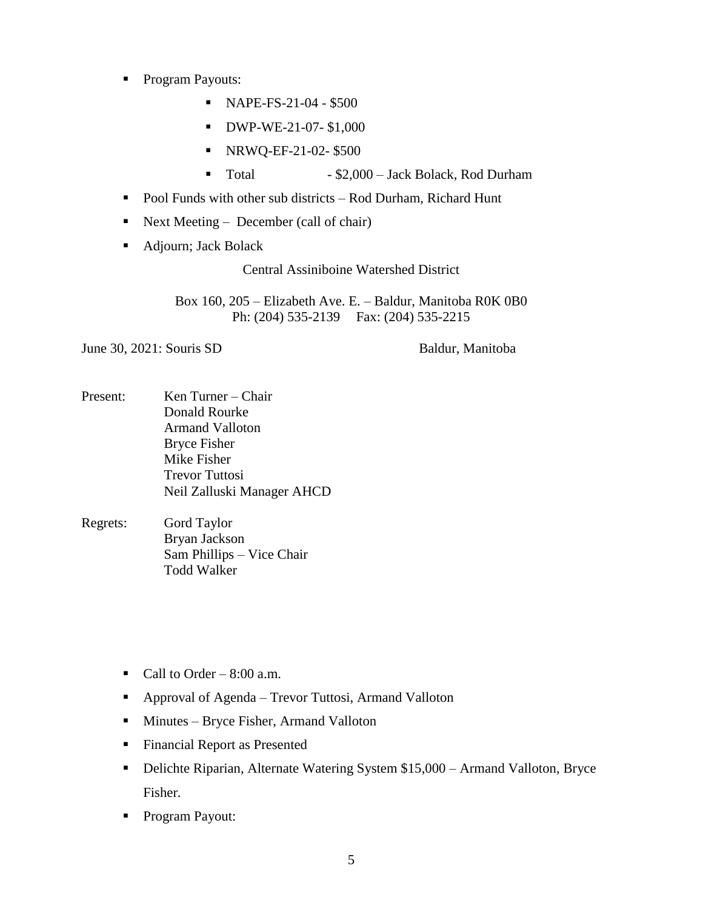- Program Payouts:
  - NAPE-FS-21-04 - $500
  - DWP-WE-21-07- $1,000
  - NRWQ-EF-21-02- $500
  - Total - $2,000 – Jack Bolack, Rod Durham
- Pool Funds with other sub districts – Rod Durham, Richard Hunt
- Next Meeting – December (call of chair)
- Adjourn; Jack Bolack

Central Assiniboine Watershed District

Box 160, 205 – Elizabeth Ave. E. – Baldur, Manitoba R0K 0B0
Ph: (204) 535-2139 Fax: (204) 535-2215

June 30, 2021: Souris SD Baldur, Manitoba

Present: Ken Turner – Chair
Donald Rourke
Armand Valloton
Bryce Fisher
Mike Fisher
Trevor Tuttosi
Neil Zalluski Manager AHCD

Regrets: Gord Taylor
Bryan Jackson
Sam Phillips – Vice Chair
Todd Walker

- Call to Order – 8:00 a.m.
- Approval of Agenda – Trevor Tuttosi, Armand Valloton
- Minutes – Bryce Fisher, Armand Valloton
- Financial Report as Presented
- Delichte Riparian, Alternate Watering System $15,000 – Armand Valloton, Bryce Fisher.
- Program Payout: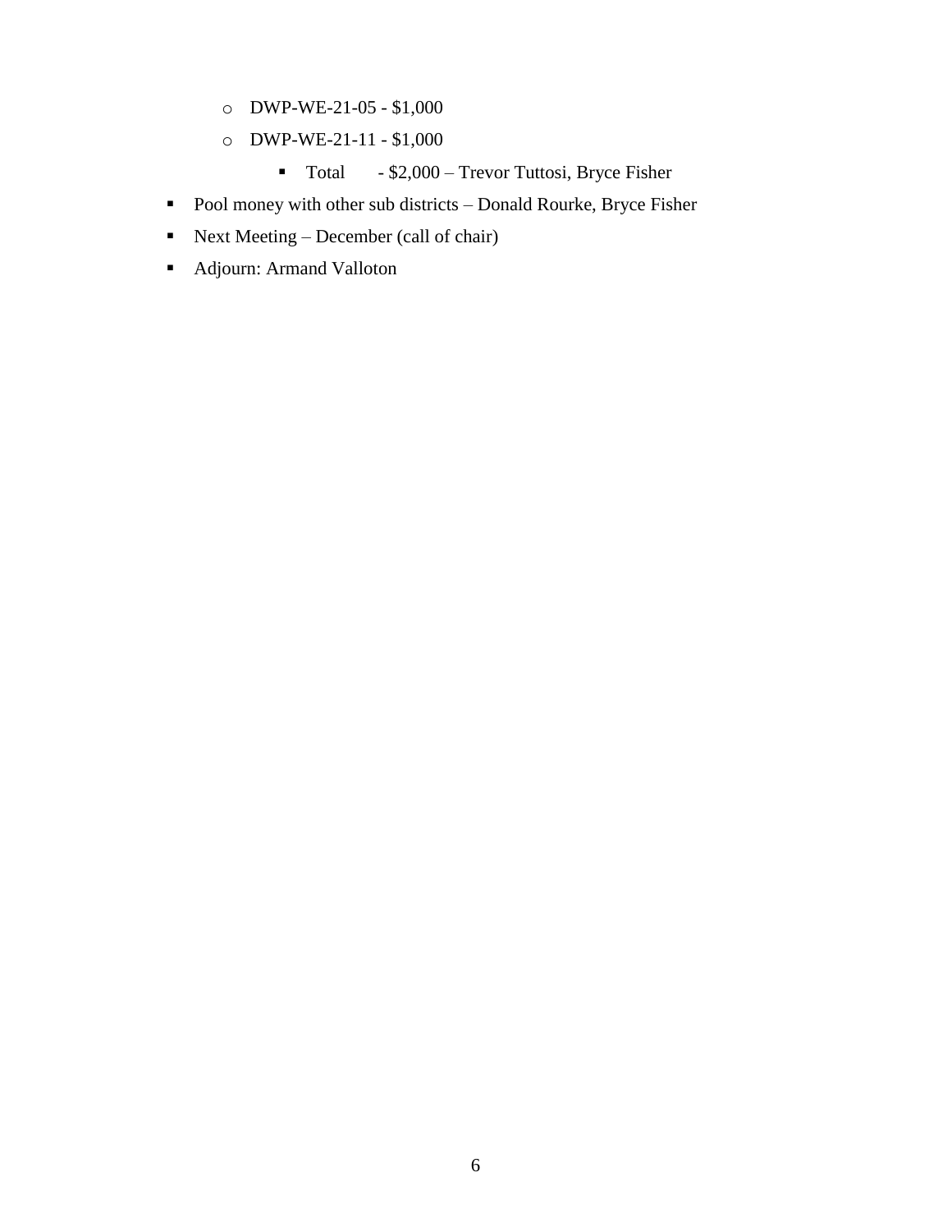- DWP-WE-21-05 - $1,000
  - DWP-WE-21-11 - $1,000
    - Total - $2,000 – Trevor Tuttosi, Bryce Fisher
- Pool money with other sub districts – Donald Rourke, Bryce Fisher
- Next Meeting – December (call of chair)
- Adjourn: Armand Valloton